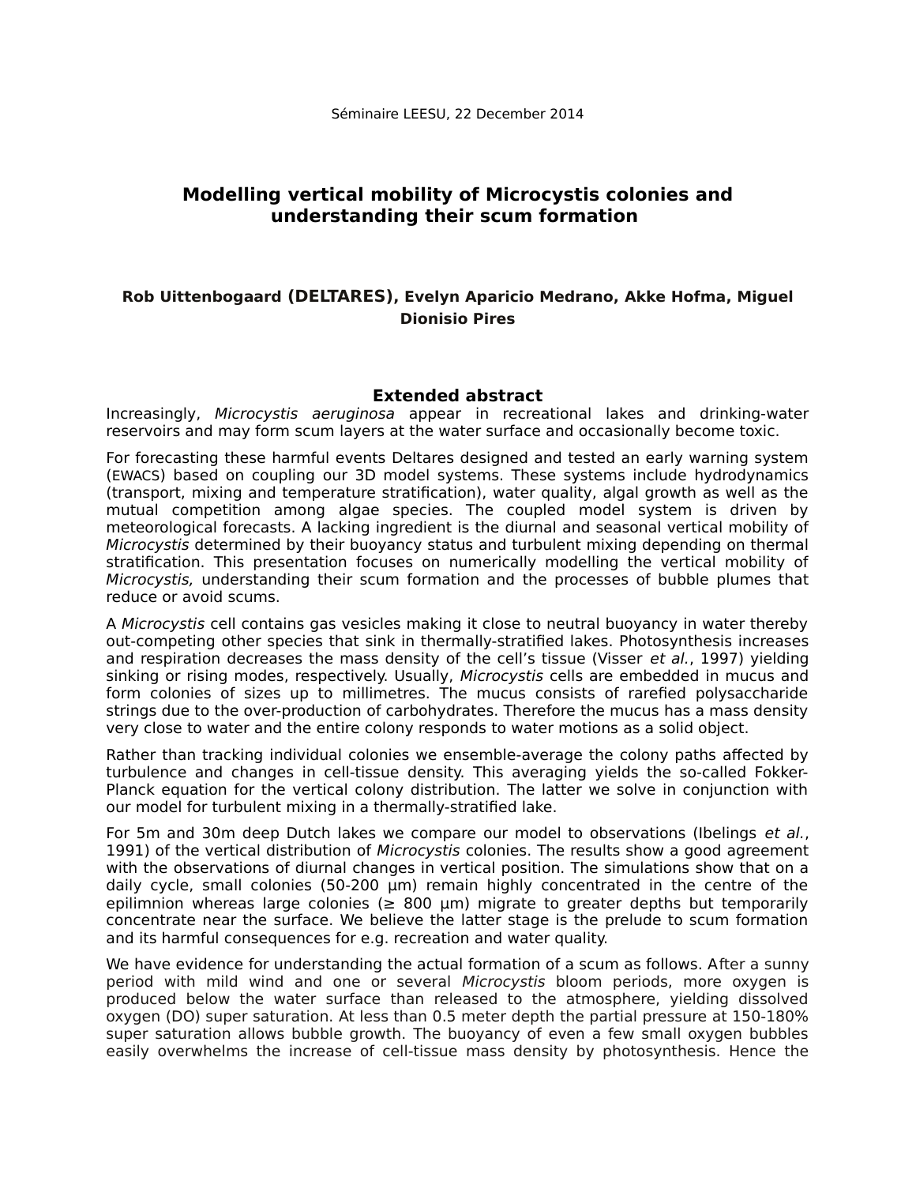Séminaire LEESU, 22 December 2014

# Modelling vertical mobility of Microcystis colonies and understanding their scum formation

**Rob Uittenbogaard (DELTARES), Evelyn Aparicio Medrano, Akke Hofma, Miguel Dionisio Pires**

## Extended abstract

Increasingly, *Microcystis aeruginosa* appear in recreational lakes and drinking-water reservoirs and may form scum layers at the water surface and occasionally become toxic.

For forecasting these harmful events Deltares designed and tested an early warning system (EWACS) based on coupling our 3D model systems. These systems include hydrodynamics (transport, mixing and temperature stratification), water quality, algal growth as well as the mutual competition among algae species. The coupled model system is driven by meteorological forecasts. A lacking ingredient is the diurnal and seasonal vertical mobility of *Microcystis* determined by their buoyancy status and turbulent mixing depending on thermal stratification. This presentation focuses on numerically modelling the vertical mobility of *Microcystis,* understanding their scum formation and the processes of bubble plumes that reduce or avoid scums.

A *Microcystis* cell contains gas vesicles making it close to neutral buoyancy in water thereby out-competing other species that sink in thermally-stratified lakes. Photosynthesis increases and respiration decreases the mass density of the cell's tissue (Visser *et al.*, 1997) yielding sinking or rising modes, respectively. Usually, *Microcystis* cells are embedded in mucus and form colonies of sizes up to millimetres. The mucus consists of rarefied polysaccharide strings due to the over-production of carbohydrates. Therefore the mucus has a mass density very close to water and the entire colony responds to water motions as a solid object.

Rather than tracking individual colonies we ensemble-average the colony paths affected by turbulence and changes in cell-tissue density. This averaging yields the so-called Fokker-Planck equation for the vertical colony distribution. The latter we solve in conjunction with our model for turbulent mixing in a thermally-stratified lake.

For 5m and 30m deep Dutch lakes we compare our model to observations (Ibelings *et al.*, 1991) of the vertical distribution of *Microcystis* colonies. The results show a good agreement with the observations of diurnal changes in vertical position. The simulations show that on a daily cycle, small colonies (50-200 µm) remain highly concentrated in the centre of the epilimnion whereas large colonies (≥ 800 µm) migrate to greater depths but temporarily concentrate near the surface. We believe the latter stage is the prelude to scum formation and its harmful consequences for e.g. recreation and water quality.

We have evidence for understanding the actual formation of a scum as follows. After a sunny period with mild wind and one or several *Microcystis* bloom periods, more oxygen is produced below the water surface than released to the atmosphere, yielding dissolved oxygen (DO) super saturation. At less than 0.5 meter depth the partial pressure at 150-180% super saturation allows bubble growth. The buoyancy of even a few small oxygen bubbles easily overwhelms the increase of cell-tissue mass density by photosynthesis. Hence the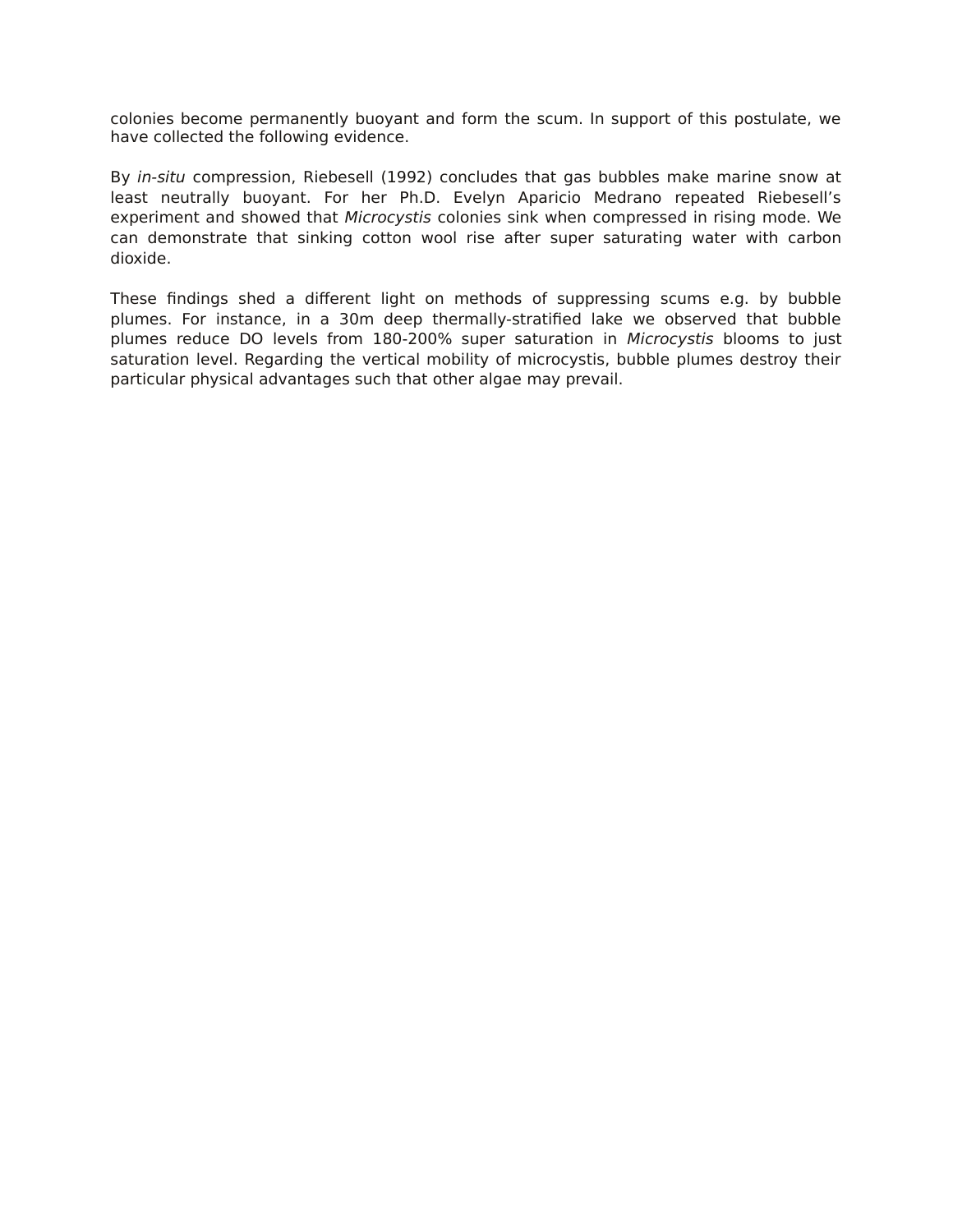colonies become permanently buoyant and form the scum. In support of this postulate, we have collected the following evidence.

By *in-situ* compression, Riebesell (1992) concludes that gas bubbles make marine snow at least neutrally buoyant. For her Ph.D. Evelyn Aparicio Medrano repeated Riebesell's experiment and showed that *Microcystis* colonies sink when compressed in rising mode. We can demonstrate that sinking cotton wool rise after super saturating water with carbon dioxide.

These findings shed a different light on methods of suppressing scums e.g. by bubble plumes. For instance, in a 30m deep thermally-stratified lake we observed that bubble plumes reduce DO levels from 180-200% super saturation in *Microcystis* blooms to just saturation level. Regarding the vertical mobility of microcystis, bubble plumes destroy their particular physical advantages such that other algae may prevail.